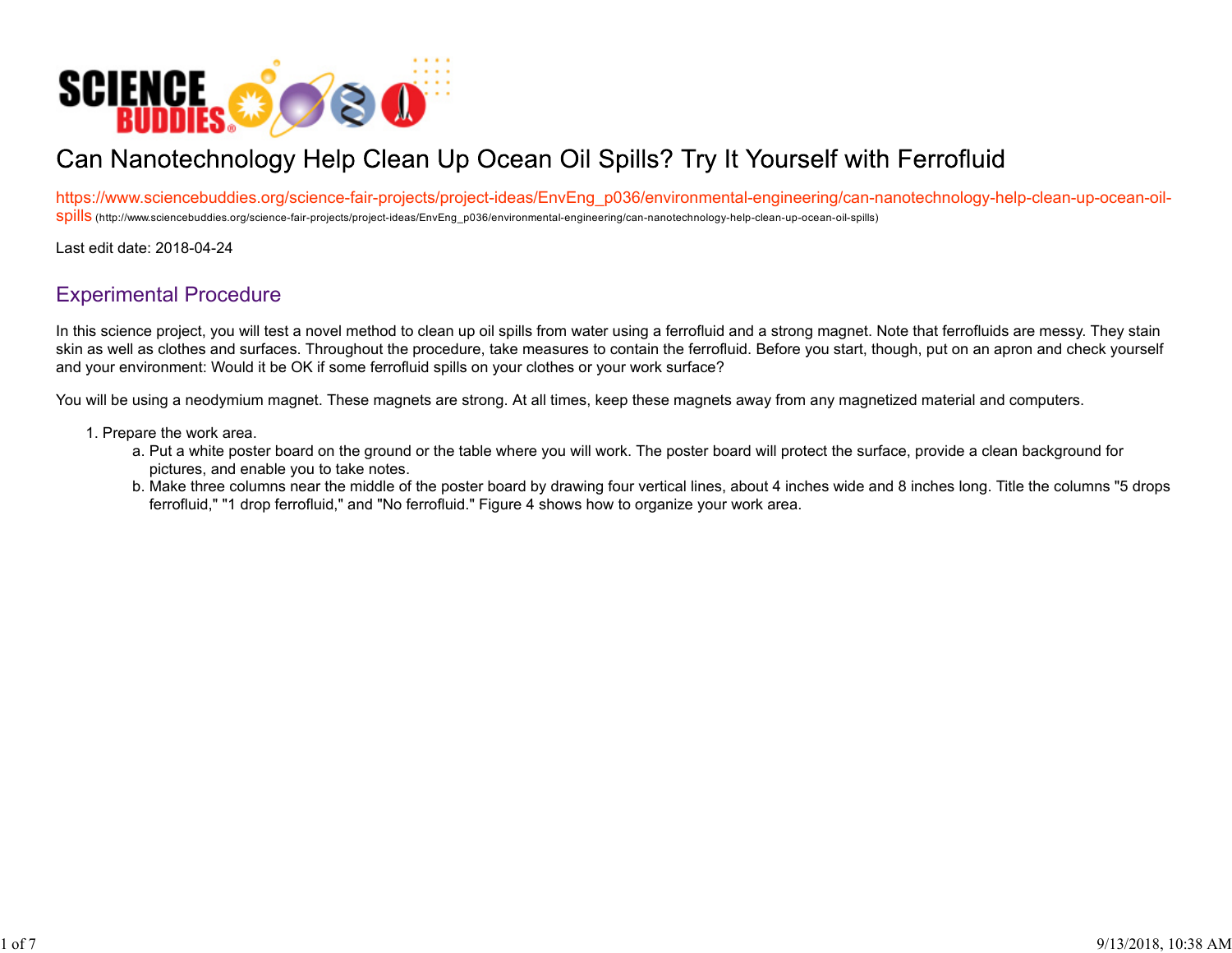# Can Nanotechnology Help Clean Up Ocean Oil Spills? Try It Yourself with Ferrofluid

https://www.sciencebuddies.org/science-fair-projects/project-ideas/EnvEng_p036/environmental-engineering/can-nanotechnology-help-clean-up-ocean-oil-spills (http://www.sciencebuddies.org/science-fair-projects/project-ideas/EnvEng_p036/environmental-engineering/can-nanotechnology-help-clean-up-ocean-oil-spills)

Last edit date: 2018-04-24

## Experimental Procedure

In this science project, you will test a novel method to clean up oil spills from water using a ferrofluid and a strong magnet. Note that ferrofluids are messy. They stain skin as well as clothes and surfaces. Throughout the procedure, take measures to contain the ferrofluid. Before you start, though, put on an apron and check yourself and your environment: Would it be OK if some ferrofluid spills on your clothes or your work surface?

You will be using a neodymium magnet. These magnets are strong. At all times, keep these magnets away from any magnetized material and computers.

1. Prepare the work area.
   a. Put a white poster board on the ground or the table where you will work. The poster board will protect the surface, provide a clean background for pictures, and enable you to take notes.
   b. Make three columns near the middle of the poster board by drawing four vertical lines, about 4 inches wide and 8 inches long. Title the columns "5 drops ferrofluid," "1 drop ferrofluid," and "No ferrofluid." Figure 4 shows how to organize your work area.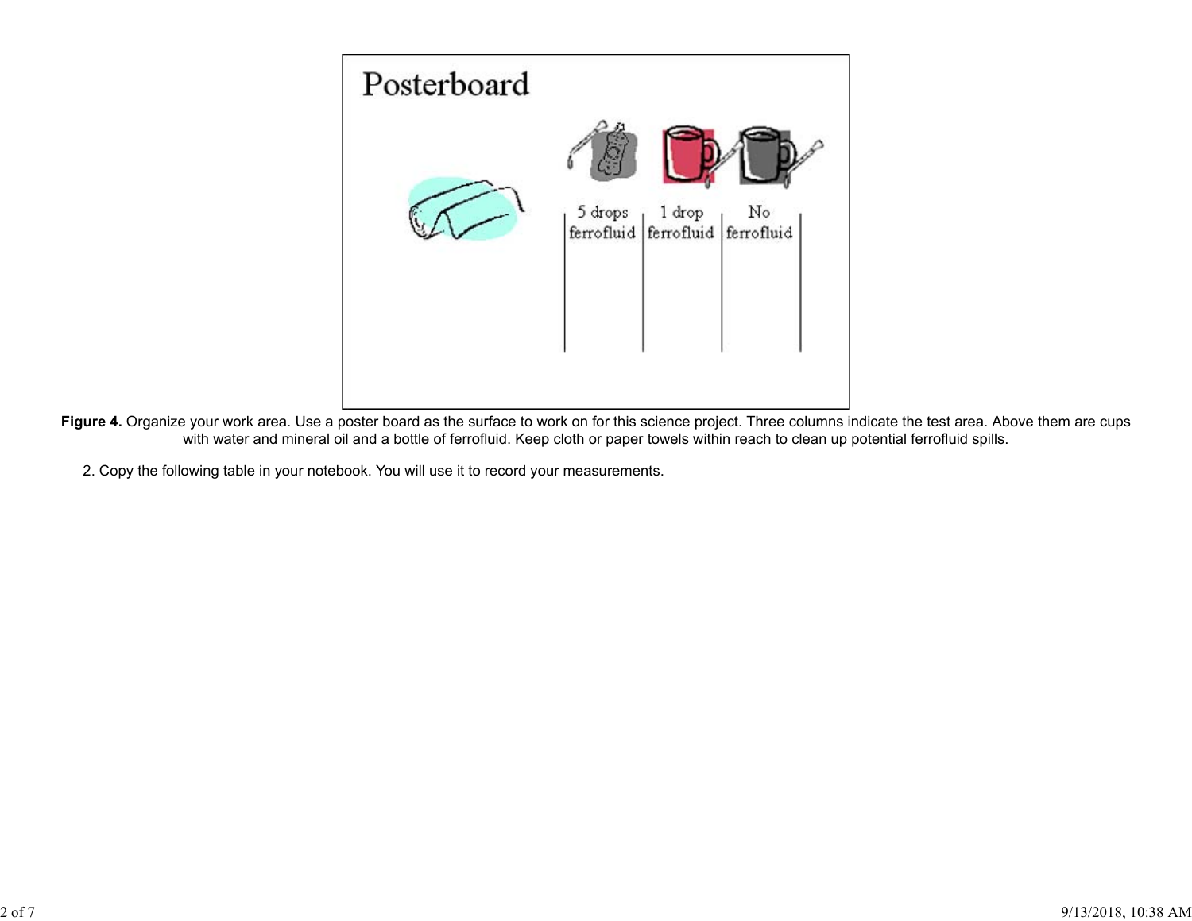**Figure 4.** Organize your work area. Use a poster board as the surface to work on for this science project. Three columns indicate the test area. Above them are cups with water and mineral oil and a bottle of ferrofluid. Keep cloth or paper towels within reach to clean up potential ferrofluid spills.

2. Copy the following table in your notebook. You will use it to record your measurements.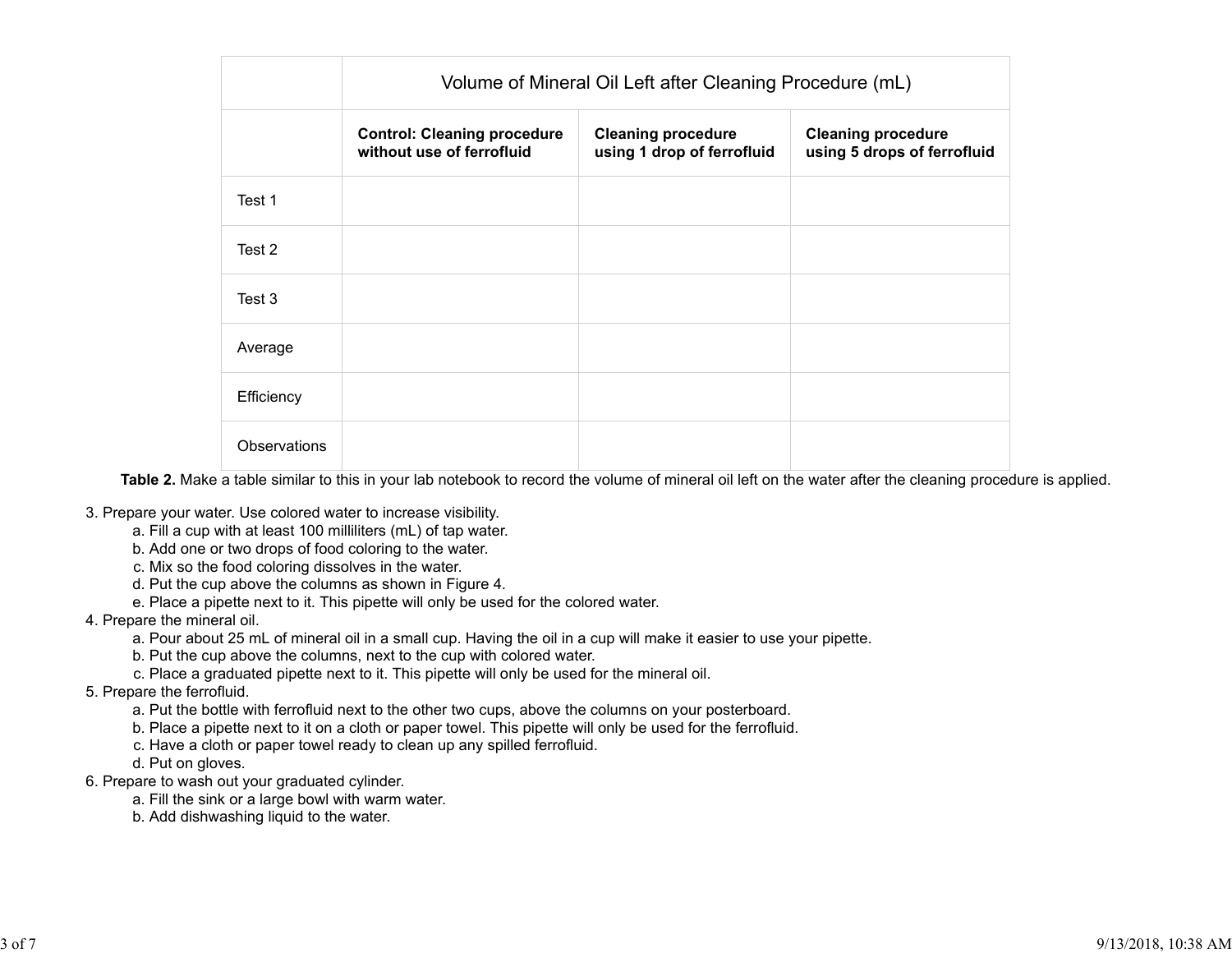| | Volume of Mineral Oil Left after Cleaning Procedure (mL) | | |
|---|---|---|---|
| | **Control: Cleaning procedure without use of ferrofluid** | **Cleaning procedure using 1 drop of ferrofluid** | **Cleaning procedure using 5 drops of ferrofluid** |
| Test 1 | | | |
| Test 2 | | | |
| Test 3 | | | |
| Average | | | |
| Efficiency | | | |
| Observations | | | |

**Table 2.** Make a table similar to this in your lab notebook to record the volume of mineral oil left on the water after the cleaning procedure is applied.

3. Prepare your water. Use colored water to increase visibility.
    a. Fill a cup with at least 100 milliliters (mL) of tap water.
    b. Add one or two drops of food coloring to the water.
    c. Mix so the food coloring dissolves in the water.
    d. Put the cup above the columns as shown in Figure 4.
    e. Place a pipette next to it. This pipette will only be used for the colored water.
4. Prepare the mineral oil.
    a. Pour about 25 mL of mineral oil in a small cup. Having the oil in a cup will make it easier to use your pipette.
    b. Put the cup above the columns, next to the cup with colored water.
    c. Place a graduated pipette next to it. This pipette will only be used for the mineral oil.
5. Prepare the ferrofluid.
    a. Put the bottle with ferrofluid next to the other two cups, above the columns on your posterboard.
    b. Place a pipette next to it on a cloth or paper towel. This pipette will only be used for the ferrofluid.
    c. Have a cloth or paper towel ready to clean up any spilled ferrofluid.
    d. Put on gloves.
6. Prepare to wash out your graduated cylinder.
    a. Fill the sink or a large bowl with warm water.
    b. Add dishwashing liquid to the water.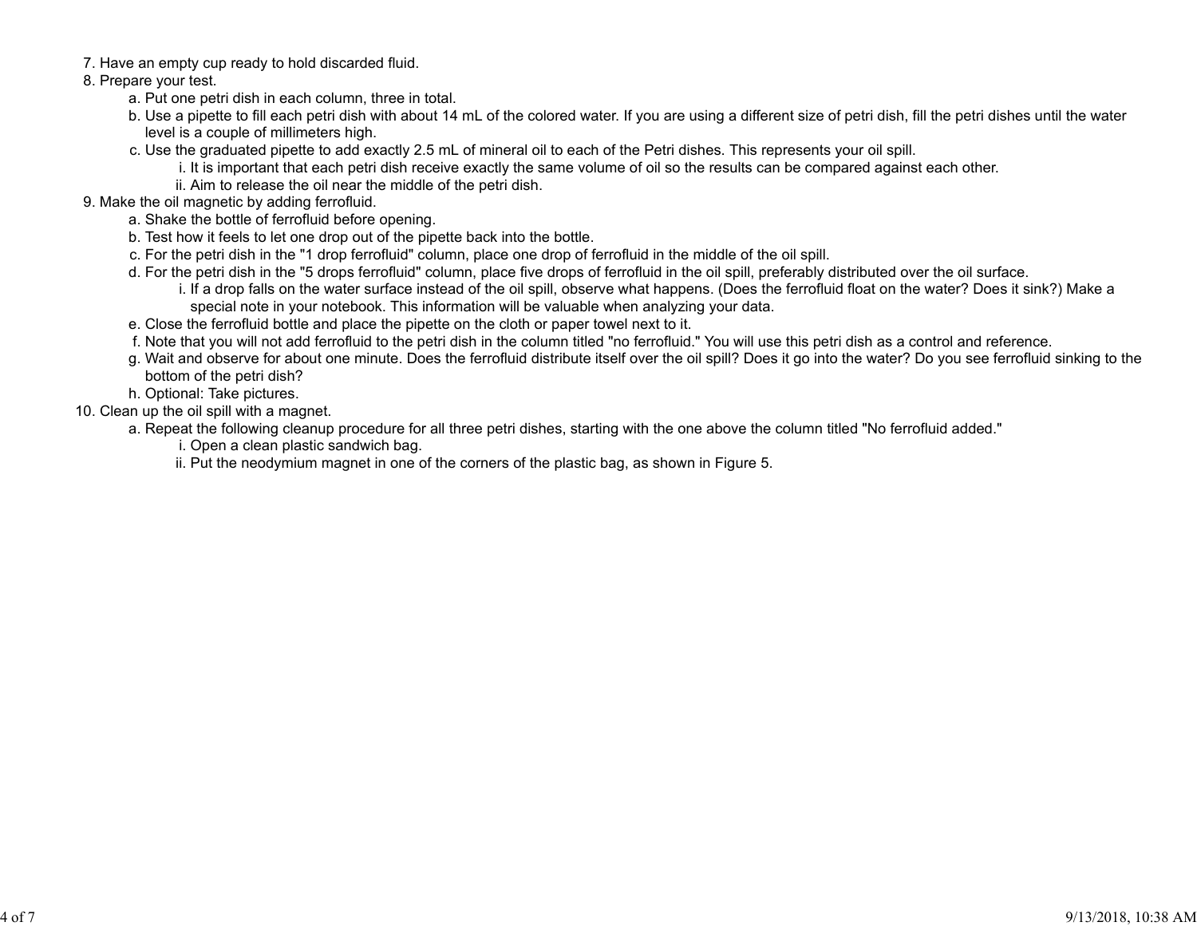7. Have an empty cup ready to hold discarded fluid.
8. Prepare your test.
    a. Put one petri dish in each column, three in total.
    b. Use a pipette to fill each petri dish with about 14 mL of the colored water. If you are using a different size of petri dish, fill the petri dishes until the water level is a couple of millimeters high.
    c. Use the graduated pipette to add exactly 2.5 mL of mineral oil to each of the Petri dishes. This represents your oil spill.
        i. It is important that each petri dish receive exactly the same volume of oil so the results can be compared against each other.
        ii. Aim to release the oil near the middle of the petri dish.
9. Make the oil magnetic by adding ferrofluid.
    a. Shake the bottle of ferrofluid before opening.
    b. Test how it feels to let one drop out of the pipette back into the bottle.
    c. For the petri dish in the "1 drop ferrofluid" column, place one drop of ferrofluid in the middle of the oil spill.
    d. For the petri dish in the "5 drops ferrofluid" column, place five drops of ferrofluid in the oil spill, preferably distributed over the oil surface.
        i. If a drop falls on the water surface instead of the oil spill, observe what happens. (Does the ferrofluid float on the water? Does it sink?) Make a special note in your notebook. This information will be valuable when analyzing your data.
    e. Close the ferrofluid bottle and place the pipette on the cloth or paper towel next to it.
    f. Note that you will not add ferrofluid to the petri dish in the column titled "no ferrofluid." You will use this petri dish as a control and reference.
    g. Wait and observe for about one minute. Does the ferrofluid distribute itself over the oil spill? Does it go into the water? Do you see ferrofluid sinking to the bottom of the petri dish?
    h. Optional: Take pictures.
10. Clean up the oil spill with a magnet.
    a. Repeat the following cleanup procedure for all three petri dishes, starting with the one above the column titled "No ferrofluid added."
        i. Open a clean plastic sandwich bag.
        ii. Put the neodymium magnet in one of the corners of the plastic bag, as shown in Figure 5.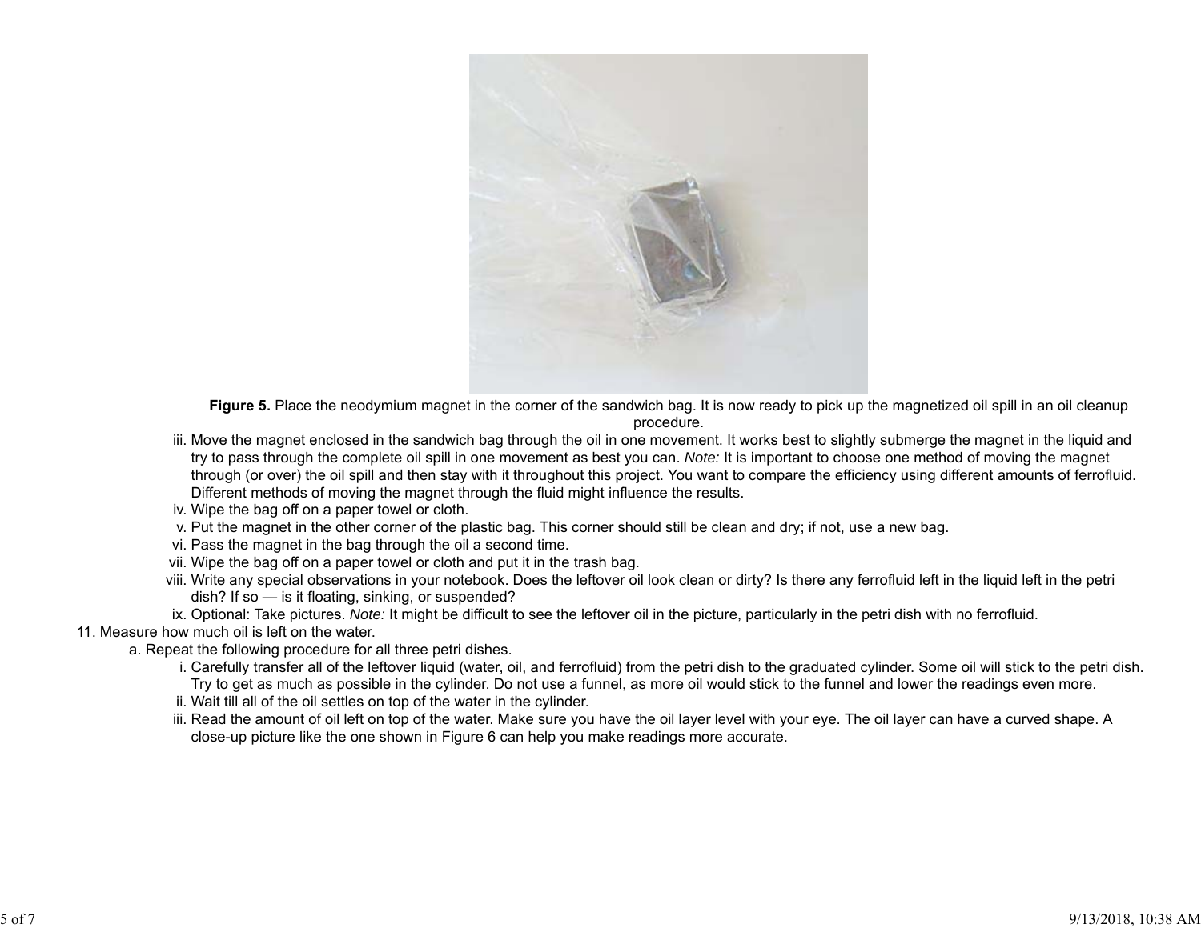**Figure 5.** Place the neodymium magnet in the corner of the sandwich bag. It is now ready to pick up the magnetized oil spill in an oil cleanup procedure.

iii. Move the magnet enclosed in the sandwich bag through the oil in one movement. It works best to slightly submerge the magnet in the liquid and try to pass through the complete oil spill in one movement as best you can. *Note:* It is important to choose one method of moving the magnet through (or over) the oil spill and then stay with it throughout this project. You want to compare the efficiency using different amounts of ferrofluid. Different methods of moving the magnet through the fluid might influence the results.

iv. Wipe the bag off on a paper towel or cloth.

v. Put the magnet in the other corner of the plastic bag. This corner should still be clean and dry; if not, use a new bag.

vi. Pass the magnet in the bag through the oil a second time.

vii. Wipe the bag off on a paper towel or cloth and put it in the trash bag.

viii. Write any special observations in your notebook. Does the leftover oil look clean or dirty? Is there any ferrofluid left in the liquid left in the petri dish? If so — is it floating, sinking, or suspended?

ix. Optional: Take pictures. *Note:* It might be difficult to see the leftover oil in the picture, particularly in the petri dish with no ferrofluid.

11. Measure how much oil is left on the water.
    a. Repeat the following procedure for all three petri dishes.
        i. Carefully transfer all of the leftover liquid (water, oil, and ferrofluid) from the petri dish to the graduated cylinder. Some oil will stick to the petri dish. Try to get as much as possible in the cylinder. Do not use a funnel, as more oil would stick to the funnel and lower the readings even more.
        ii. Wait till all of the oil settles on top of the water in the cylinder.
        iii. Read the amount of oil left on top of the water. Make sure you have the oil layer level with your eye. The oil layer can have a curved shape. A close-up picture like the one shown in Figure 6 can help you make readings more accurate.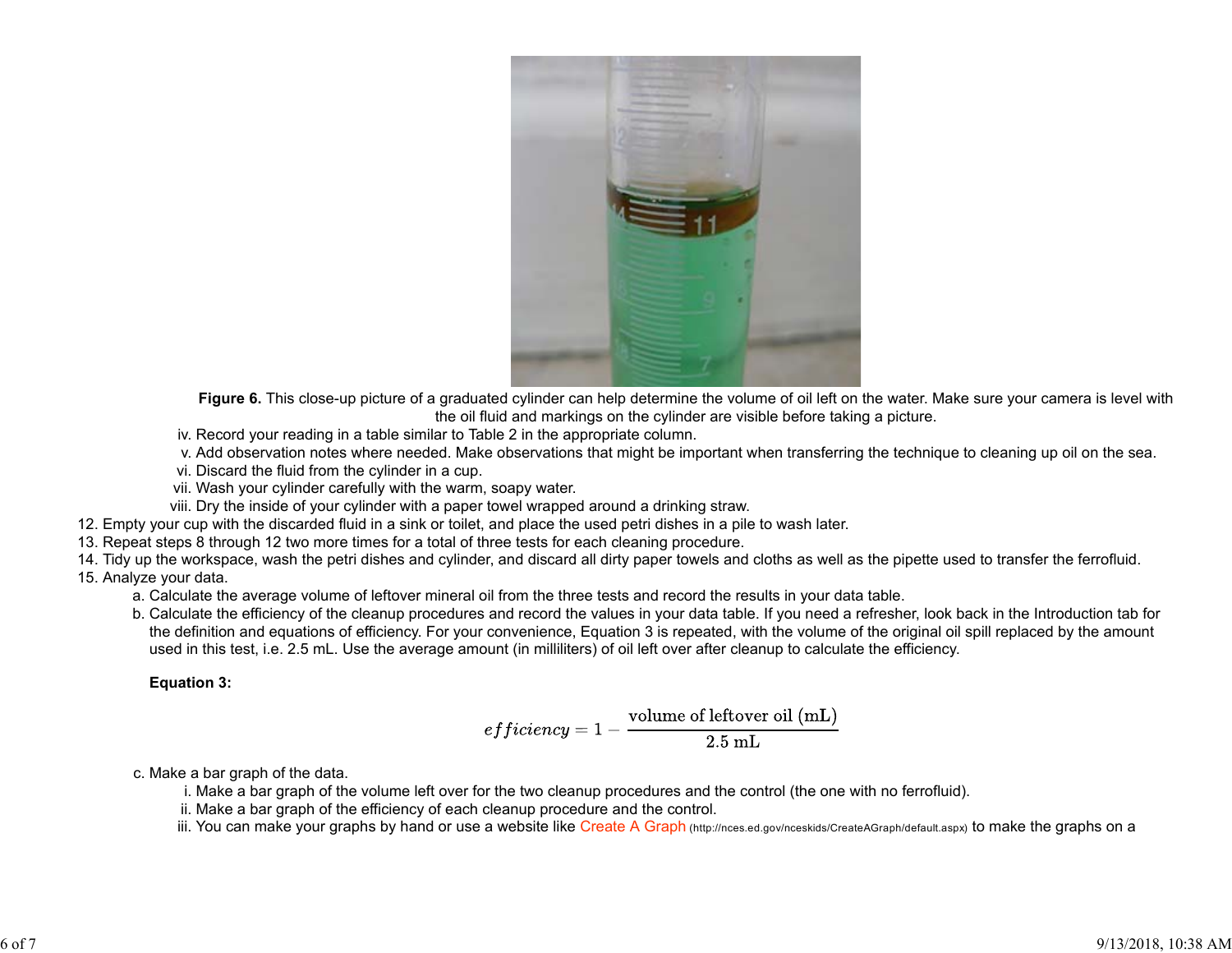**Figure 6.** This close-up picture of a graduated cylinder can help determine the volume of oil left on the water. Make sure your camera is level with the oil fluid and markings on the cylinder are visible before taking a picture.

iv. Record your reading in a table similar to Table 2 in the appropriate column.

v. Add observation notes where needed. Make observations that might be important when transferring the technique to cleaning up oil on the sea.

vi. Discard the fluid from the cylinder in a cup.

vii. Wash your cylinder carefully with the warm, soapy water.

viii. Dry the inside of your cylinder with a paper towel wrapped around a drinking straw.

12. Empty your cup with the discarded fluid in a sink or toilet, and place the used petri dishes in a pile to wash later.
13. Repeat steps 8 through 12 two more times for a total of three tests for each cleaning procedure.
14. Tidy up the workspace, wash the petri dishes and cylinder, and discard all dirty paper towels and cloths as well as the pipette used to transfer the ferrofluid.
15. Analyze your data.
    a. Calculate the average volume of leftover mineral oil from the three tests and record the results in your data table.
    b. Calculate the efficiency of the cleanup procedures and record the values in your data table. If you need a refresher, look back in the Introduction tab for the definition and equations of efficiency. For your convenience, Equation 3 is repeated, with the volume of the original oil spill replaced by the amount used in this test, i.e. 2.5 mL. Use the average amount (in milliliters) of oil left over after cleanup to calculate the efficiency.

    **Equation 3:**

$$efficiency = 1 - \frac{\text{volume of leftover oil (mL)}}{2.5\text{ mL}}$$

    c. Make a bar graph of the data.
        i. Make a bar graph of the volume left over for the two cleanup procedures and the control (the one with no ferrofluid).
        ii. Make a bar graph of the efficiency of each cleanup procedure and the control.
        iii. You can make your graphs by hand or use a website like Create A Graph (http://nces.ed.gov/nceskids/CreateAGraph/default.aspx) to make the graphs on a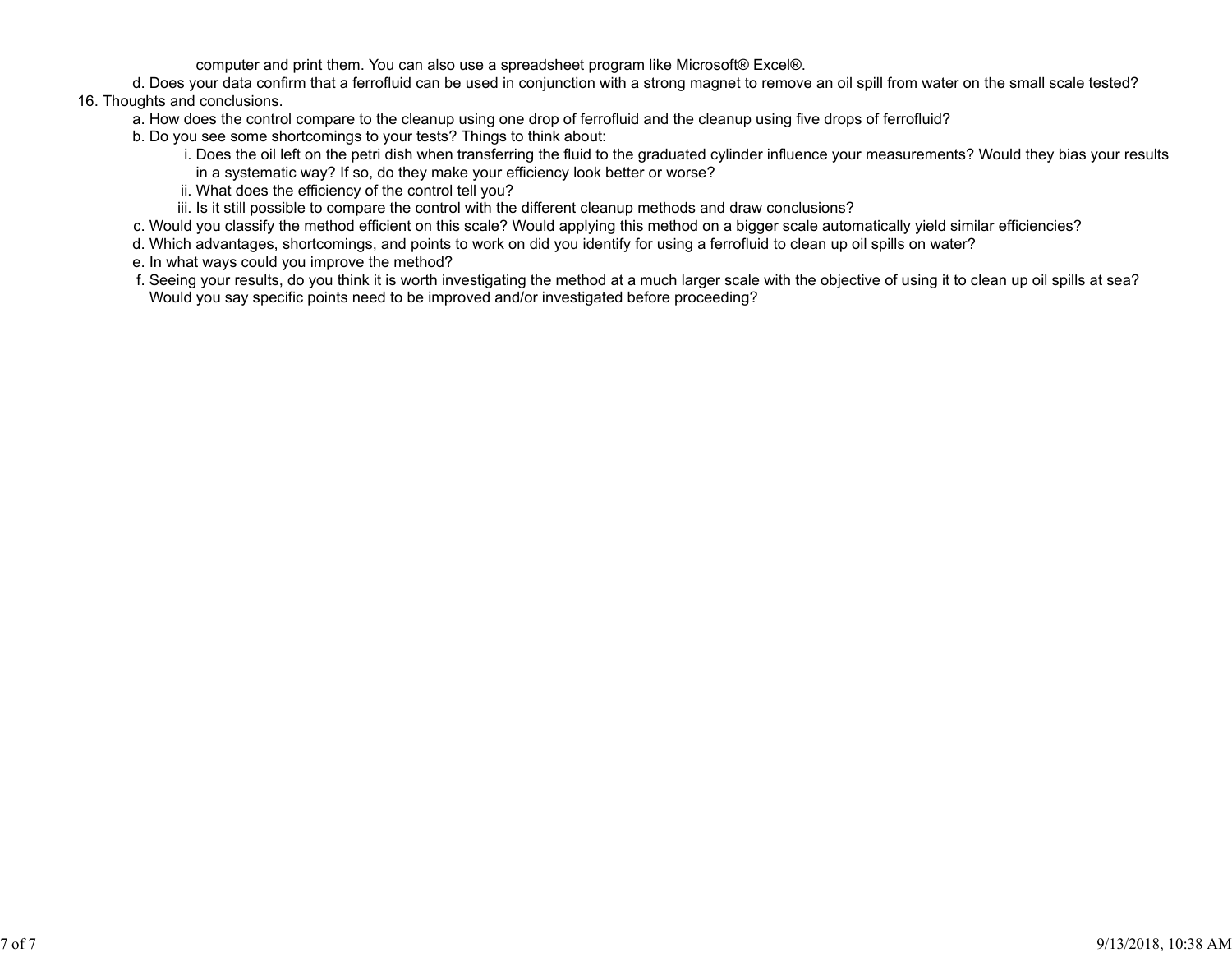computer and print them. You can also use a spreadsheet program like Microsoft® Excel®.

d. Does your data confirm that a ferrofluid can be used in conjunction with a strong magnet to remove an oil spill from water on the small scale tested?

16. Thoughts and conclusions.
    a. How does the control compare to the cleanup using one drop of ferrofluid and the cleanup using five drops of ferrofluid?
    b. Do you see some shortcomings to your tests? Things to think about:
        i. Does the oil left on the petri dish when transferring the fluid to the graduated cylinder influence your measurements? Would they bias your results in a systematic way? If so, do they make your efficiency look better or worse?
        ii. What does the efficiency of the control tell you?
        iii. Is it still possible to compare the control with the different cleanup methods and draw conclusions?
    c. Would you classify the method efficient on this scale? Would applying this method on a bigger scale automatically yield similar efficiencies?
    d. Which advantages, shortcomings, and points to work on did you identify for using a ferrofluid to clean up oil spills on water?
    e. In what ways could you improve the method?
    f. Seeing your results, do you think it is worth investigating the method at a much larger scale with the objective of using it to clean up oil spills at sea? Would you say specific points need to be improved and/or investigated before proceeding?